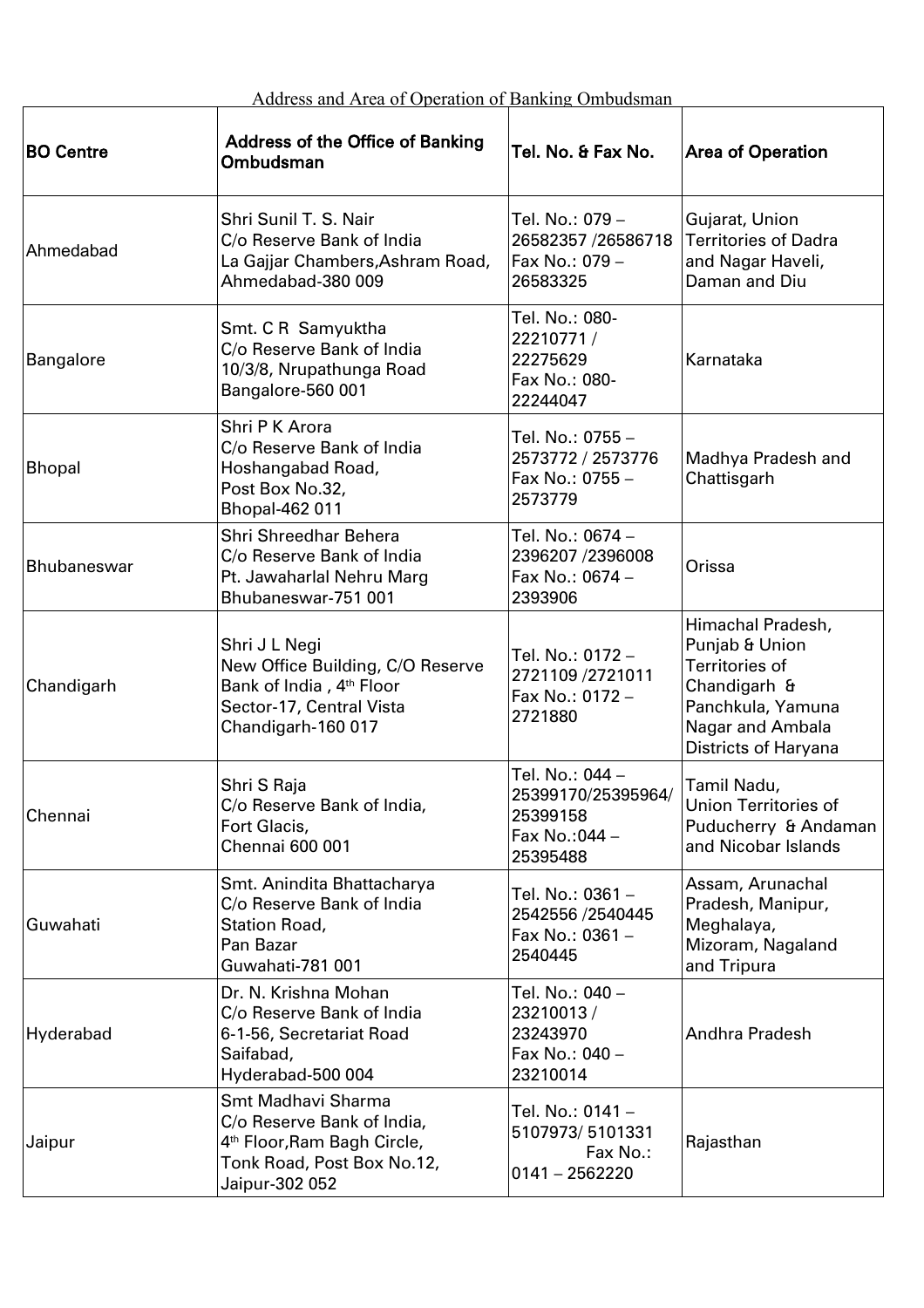Address and Area of Operation of Banking Ombudsman

| BO Centre | Address of the Office of Banking Ombudsman | Tel. No. & Fax No. | Area of Operation |
|---|---|---|---|
| Ahmedabad | Shri Sunil T. S. Nair<br>C/o Reserve Bank of India<br>La Gajjar Chambers,Ashram Road,<br>Ahmedabad-380 009 | Tel. No.: 079 – 26582357 /26586718<br>Fax No.: 079 – 26583325 | Gujarat, Union Territories of Dadra and Nagar Haveli, Daman and Diu |
| Bangalore | Smt. C R Samyuktha<br>C/o Reserve Bank of India<br>10/3/8, Nrupathunga Road<br>Bangalore-560 001 | Tel. No.: 080-22210771 / 22275629<br>Fax No.: 080-22244047 | Karnataka |
| Bhopal | Shri P K Arora<br>C/o Reserve Bank of India<br>Hoshangabad Road,<br>Post Box No.32,<br>Bhopal-462 011 | Tel. No.: 0755 – 2573772 / 2573776<br>Fax No.: 0755 – 2573779 | Madhya Pradesh and Chattisgarh |
| Bhubaneswar | Shri Shreedhar Behera<br>C/o Reserve Bank of India<br>Pt. Jawaharlal Nehru Marg<br>Bhubaneswar-751 001 | Tel. No.: 0674 – 2396207 /2396008<br>Fax No.: 0674 – 2393906 | Orissa |
| Chandigarh | Shri J L Negi<br>New Office Building, C/O Reserve Bank of India , 4th Floor<br>Sector-17, Central Vista<br>Chandigarh-160 017 | Tel. No.: 0172 – 2721109 /2721011<br>Fax No.: 0172 – 2721880 | Himachal Pradesh, Punjab & Union Territories of Chandigarh & Panchkula, Yamuna Nagar and Ambala Districts of Haryana |
| Chennai | Shri S Raja<br>C/o Reserve Bank of India,<br>Fort Glacis,<br>Chennai 600 001 | Tel. No.: 044 – 25399170/25395964/ 25399158<br>Fax No.:044 – 25395488 | Tamil Nadu,<br>Union Territories of Puducherry & Andaman and Nicobar Islands |
| Guwahati | Smt. Anindita Bhattacharya<br>C/o Reserve Bank of India<br>Station Road,<br>Pan Bazar<br>Guwahati-781 001 | Tel. No.: 0361 – 2542556 /2540445<br>Fax No.: 0361 – 2540445 | Assam, Arunachal Pradesh, Manipur, Meghalaya, Mizoram, Nagaland and Tripura |
| Hyderabad | Dr. N. Krishna Mohan<br>C/o Reserve Bank of India<br>6-1-56, Secretariat Road<br>Saifabad,<br>Hyderabad-500 004 | Tel. No.: 040 – 23210013 / 23243970<br>Fax No.: 040 – 23210014 | Andhra Pradesh |
| Jaipur | Smt Madhavi Sharma<br>C/o Reserve Bank of India,<br>4th Floor,Ram Bagh Circle,<br>Tonk Road, Post Box No.12,<br>Jaipur-302 052 | Tel. No.: 0141 – 5107973/ 5101331<br>Fax No.: 0141 – 2562220 | Rajasthan |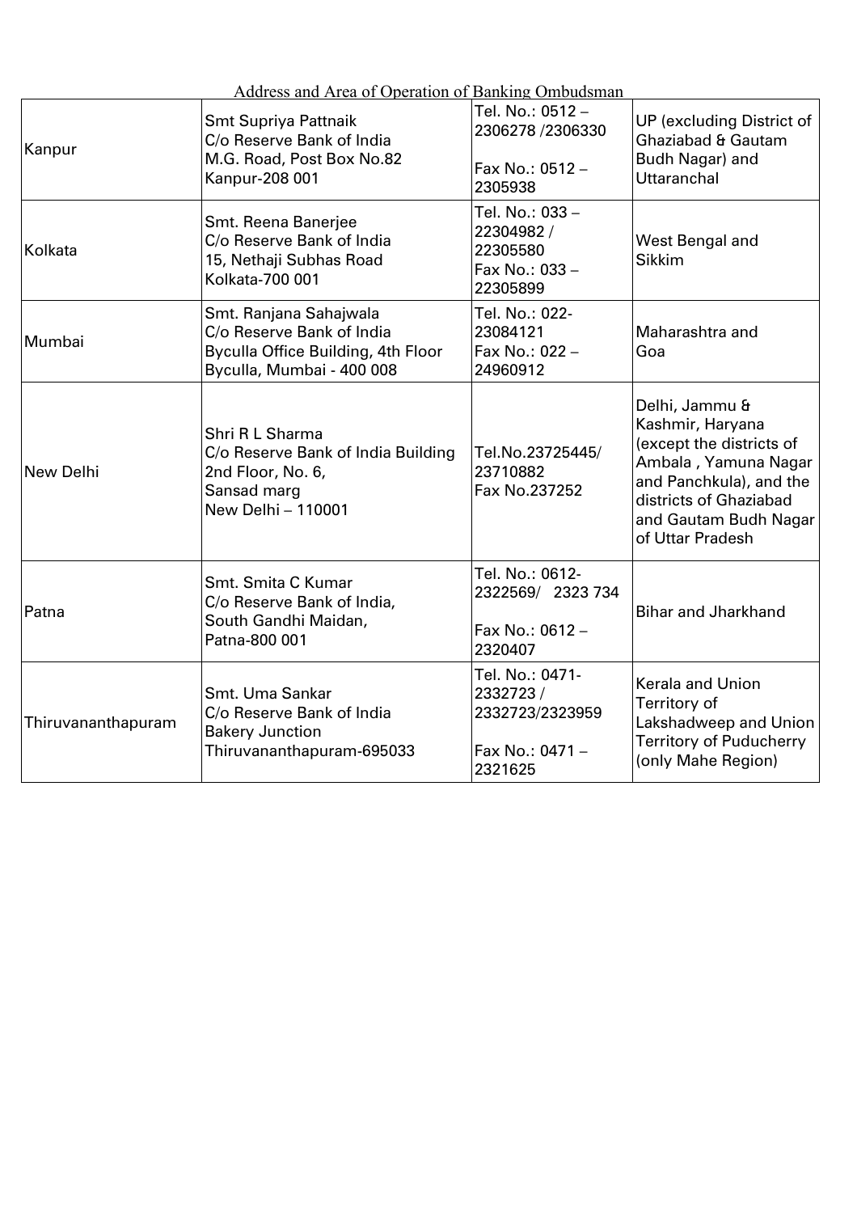Address and Area of Operation of Banking Ombudsman

| | | | |
|---|---|---|---|
| Kanpur | Smt Supriya Pattnaik<br>C/o Reserve Bank of India<br>M.G. Road, Post Box No.82<br>Kanpur-208 001 | Tel. No.: 0512 – 2306278 /2306330<br><br>Fax No.: 0512 – 2305938 | UP (excluding District of Ghaziabad & Gautam Budh Nagar) and Uttaranchal |
| Kolkata | Smt. Reena Banerjee<br>C/o Reserve Bank of India<br>15, Nethaji Subhas Road<br>Kolkata-700 001 | Tel. No.: 033 – 22304982 / 22305580<br>Fax No.: 033 – 22305899 | West Bengal and Sikkim |
| Mumbai | Smt. Ranjana Sahajwala<br>C/o Reserve Bank of India<br>Byculla Office Building, 4th Floor<br>Byculla, Mumbai - 400 008 | Tel. No.: 022- 23084121<br>Fax No.: 022 – 24960912 | Maharashtra and Goa |
| New Delhi | Shri R L Sharma<br>C/o Reserve Bank of India Building<br>2nd Floor, No. 6,<br>Sansad marg<br>New Delhi – 110001 | Tel.No.23725445/ 23710882<br>Fax No.237252 | Delhi, Jammu & Kashmir, Haryana (except the districts of Ambala , Yamuna Nagar and Panchkula), and the districts of Ghaziabad and Gautam Budh Nagar of Uttar Pradesh |
| Patna | Smt. Smita C Kumar<br>C/o Reserve Bank of India,<br>South Gandhi Maidan,<br>Patna-800 001 | Tel. No.: 0612- 2322569/ 2323 734<br><br>Fax No.: 0612 – 2320407 | Bihar and Jharkhand |
| Thiruvananthapuram | Smt. Uma Sankar<br>C/o Reserve Bank of India<br>Bakery Junction<br>Thiruvananthapuram-695033 | Tel. No.: 0471- 2332723 / 2332723/2323959<br><br>Fax No.: 0471 – 2321625 | Kerala and Union Territory of Lakshadweep and Union Territory of Puducherry (only Mahe Region) |